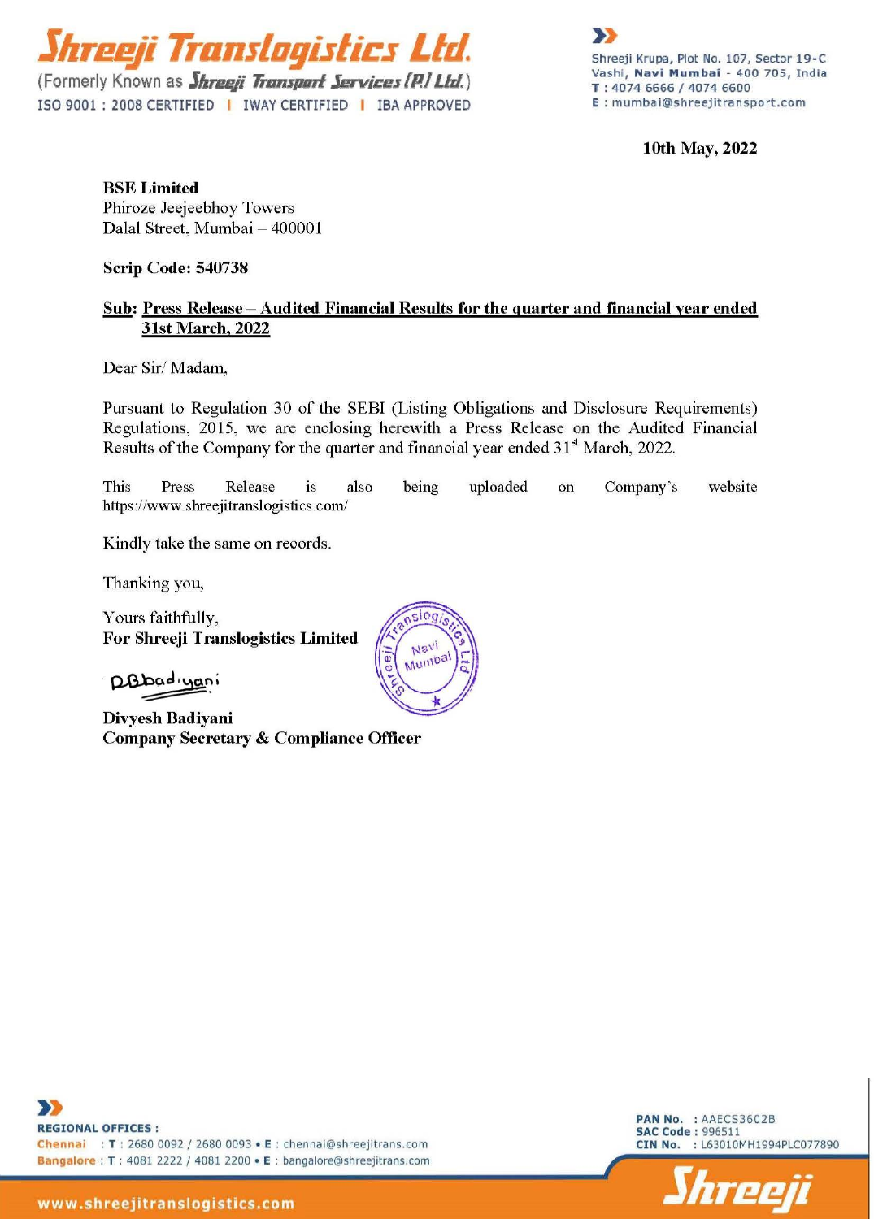# Shreeji Translogistics Ltd.

(Formerly Known as Shreeji Transport Services (P) Ltd.)

ISO 9001 : 2008 CERTIFIED | IWAY CERTIFIED | IBA APPROVED

Shreeji Krupa, Plot No. 107, Sector 19-C
Vashi, Navi Mumbai - 400 705, India
T : 4074 6666 / 4074 6600
E : mumbai@shreejitransport.com

**10th May, 2022**

**BSE Limited**
Phiroze Jeejeebhoy Towers
Dalal Street, Mumbai – 400001

**Scrip Code: 540738**

**Sub: Press Release – Audited Financial Results for the quarter and financial year ended 31st March, 2022**

Dear Sir/ Madam,

Pursuant to Regulation 30 of the SEBI (Listing Obligations and Disclosure Requirements) Regulations, 2015, we are enclosing herewith a Press Release on the Audited Financial Results of the Company for the quarter and financial year ended 31st March, 2022.

This Press Release is also being uploaded on Company's website https://www.shreejitranslogistics.com/

Kindly take the same on records.

Thanking you,

Yours faithfully,
**For Shreeji Translogistics Limited**

**Divyesh Badiyani**
**Company Secretary & Compliance Officer**

REGIONAL OFFICES :
Chennai : T : 2680 0092 / 2680 0093 • E : chennai@shreejitrans.com
Bangalore : T : 4081 2222 / 4081 2200 • E : bangalore@shreejitrans.com

PAN No. : AAECS3602B
SAC Code : 996511
CIN No. : L63010MH1994PLC077890

www.shreejitranslogistics.com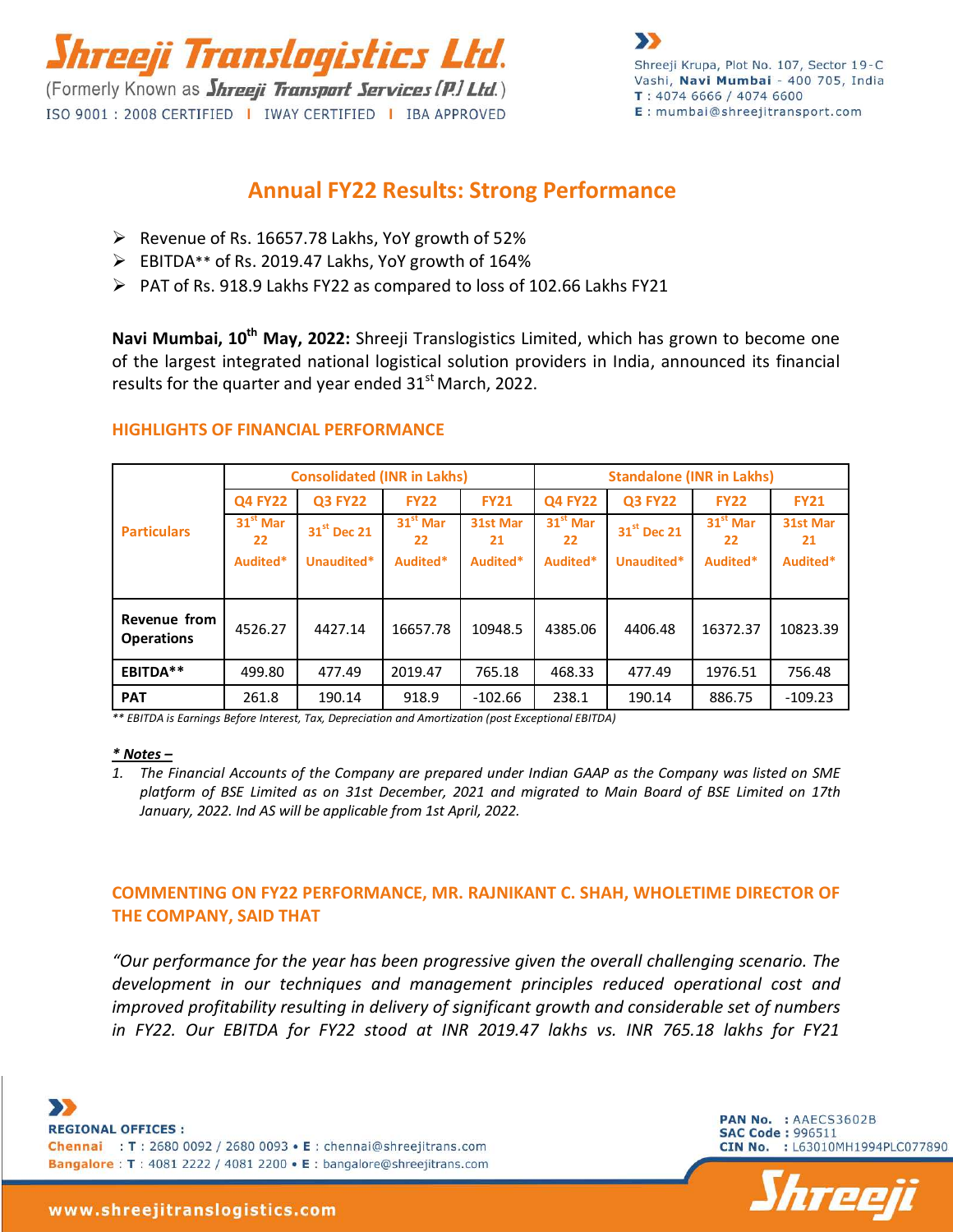# Annual FY22 Results: Strong Performance

- Revenue of Rs. 16657.78 Lakhs, YoY growth of 52%
- EBITDA** of Rs. 2019.47 Lakhs, YoY growth of 164%
- PAT of Rs. 918.9 Lakhs FY22 as compared to loss of 102.66 Lakhs FY21

**Navi Mumbai, 10th May, 2022:** Shreeji Translogistics Limited, which has grown to become one of the largest integrated national logistical solution providers in India, announced its financial results for the quarter and year ended 31st March, 2022.

### HIGHLIGHTS OF FINANCIAL PERFORMANCE

| Particulars | Consolidated (INR in Lakhs) | | | | Standalone (INR in Lakhs) | | | |
|---|---|---|---|---|---|---|---|---|
| | Q4 FY22 | Q3 FY22 | FY22 | FY21 | Q4 FY22 | Q3 FY22 | FY22 | FY21 |
| | 31st Mar 22 Audited* | 31st Dec 21 Unaudited* | 31st Mar 22 Audited* | 31st Mar 21 Audited* | 31st Mar 22 Audited* | 31st Dec 21 Unaudited* | 31st Mar 22 Audited* | 31st Mar 21 Audited* |
| **Revenue from Operations** | 4526.27 | 4427.14 | 16657.78 | 10948.5 | 4385.06 | 4406.48 | 16372.37 | 10823.39 |
| **EBITDA**** | 499.80 | 477.49 | 2019.47 | 765.18 | 468.33 | 477.49 | 1976.51 | 756.48 |
| **PAT** | 261.8 | 190.14 | 918.9 | -102.66 | 238.1 | 190.14 | 886.75 | -109.23 |

*** EBITDA is Earnings Before Interest, Tax, Depreciation and Amortization (post Exceptional EBITDA)*

***\* Notes –***

1. *The Financial Accounts of the Company are prepared under Indian GAAP as the Company was listed on SME platform of BSE Limited as on 31st December, 2021 and migrated to Main Board of BSE Limited on 17th January, 2022. Ind AS will be applicable from 1st April, 2022.*

### COMMENTING ON FY22 PERFORMANCE, MR. RAJNIKANT C. SHAH, WHOLETIME DIRECTOR OF THE COMPANY, SAID THAT

*"Our performance for the year has been progressive given the overall challenging scenario. The development in our techniques and management principles reduced operational cost and improved profitability resulting in delivery of significant growth and considerable set of numbers in FY22. Our EBITDA for FY22 stood at INR 2019.47 lakhs vs. INR 765.18 lakhs for FY21*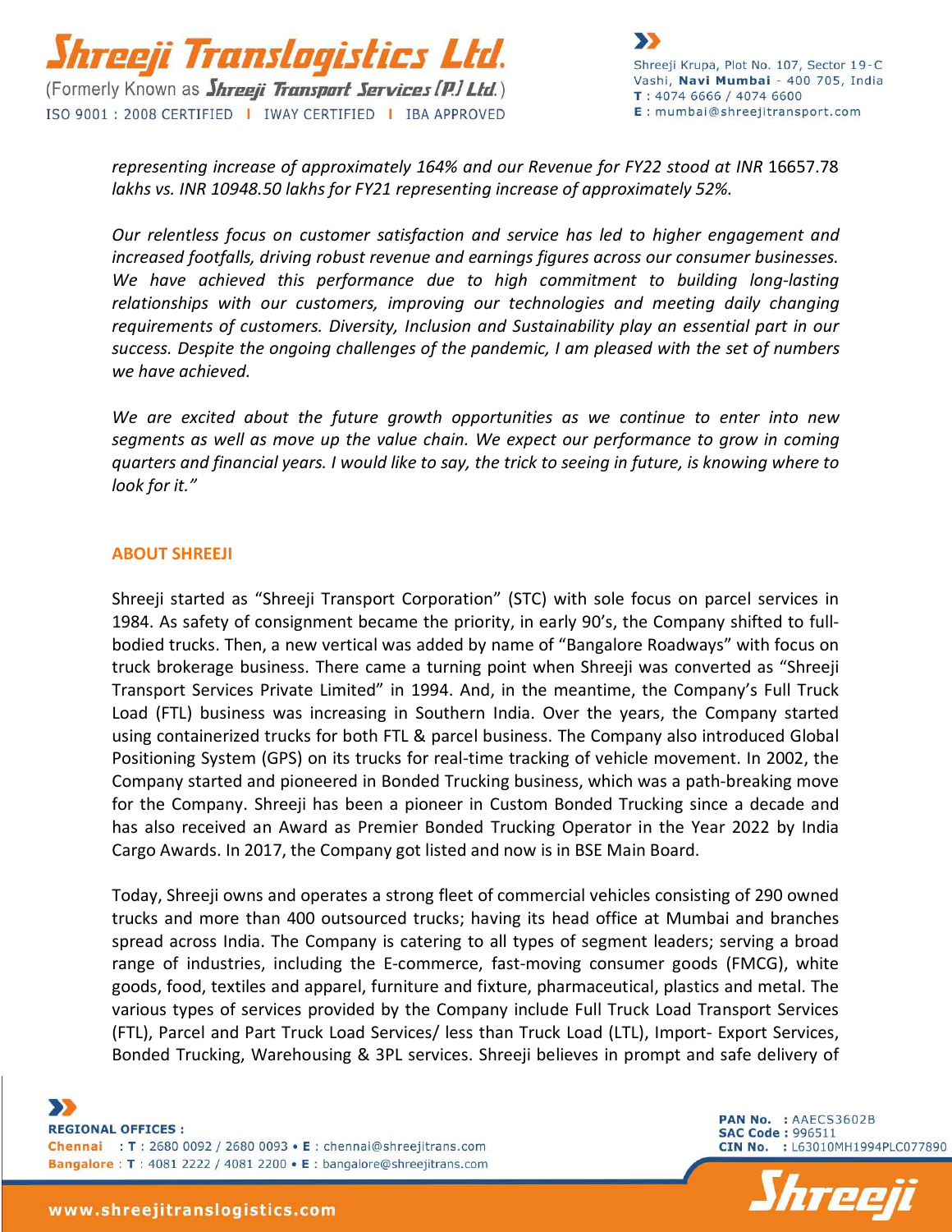*representing increase of approximately 164% and our Revenue for FY22 stood at INR* 16657.78 *lakhs vs. INR 10948.50 lakhs for FY21 representing increase of approximately 52%.*

*Our relentless focus on customer satisfaction and service has led to higher engagement and increased footfalls, driving robust revenue and earnings figures across our consumer businesses. We have achieved this performance due to high commitment to building long-lasting relationships with our customers, improving our technologies and meeting daily changing requirements of customers. Diversity, Inclusion and Sustainability play an essential part in our success. Despite the ongoing challenges of the pandemic, I am pleased with the set of numbers we have achieved.*

*We are excited about the future growth opportunities as we continue to enter into new segments as well as move up the value chain. We expect our performance to grow in coming quarters and financial years. I would like to say, the trick to seeing in future, is knowing where to look for it."*

## ABOUT SHREEJI

Shreeji started as "Shreeji Transport Corporation" (STC) with sole focus on parcel services in 1984. As safety of consignment became the priority, in early 90's, the Company shifted to full-bodied trucks. Then, a new vertical was added by name of "Bangalore Roadways" with focus on truck brokerage business. There came a turning point when Shreeji was converted as "Shreeji Transport Services Private Limited" in 1994. And, in the meantime, the Company's Full Truck Load (FTL) business was increasing in Southern India. Over the years, the Company started using containerized trucks for both FTL & parcel business. The Company also introduced Global Positioning System (GPS) on its trucks for real-time tracking of vehicle movement. In 2002, the Company started and pioneered in Bonded Trucking business, which was a path-breaking move for the Company. Shreeji has been a pioneer in Custom Bonded Trucking since a decade and has also received an Award as Premier Bonded Trucking Operator in the Year 2022 by India Cargo Awards. In 2017, the Company got listed and now is in BSE Main Board.

Today, Shreeji owns and operates a strong fleet of commercial vehicles consisting of 290 owned trucks and more than 400 outsourced trucks; having its head office at Mumbai and branches spread across India. The Company is catering to all types of segment leaders; serving a broad range of industries, including the E-commerce, fast-moving consumer goods (FMCG), white goods, food, textiles and apparel, furniture and fixture, pharmaceutical, plastics and metal. The various types of services provided by the Company include Full Truck Load Transport Services (FTL), Parcel and Part Truck Load Services/ less than Truck Load (LTL), Import- Export Services, Bonded Trucking, Warehousing & 3PL services. Shreeji believes in prompt and safe delivery of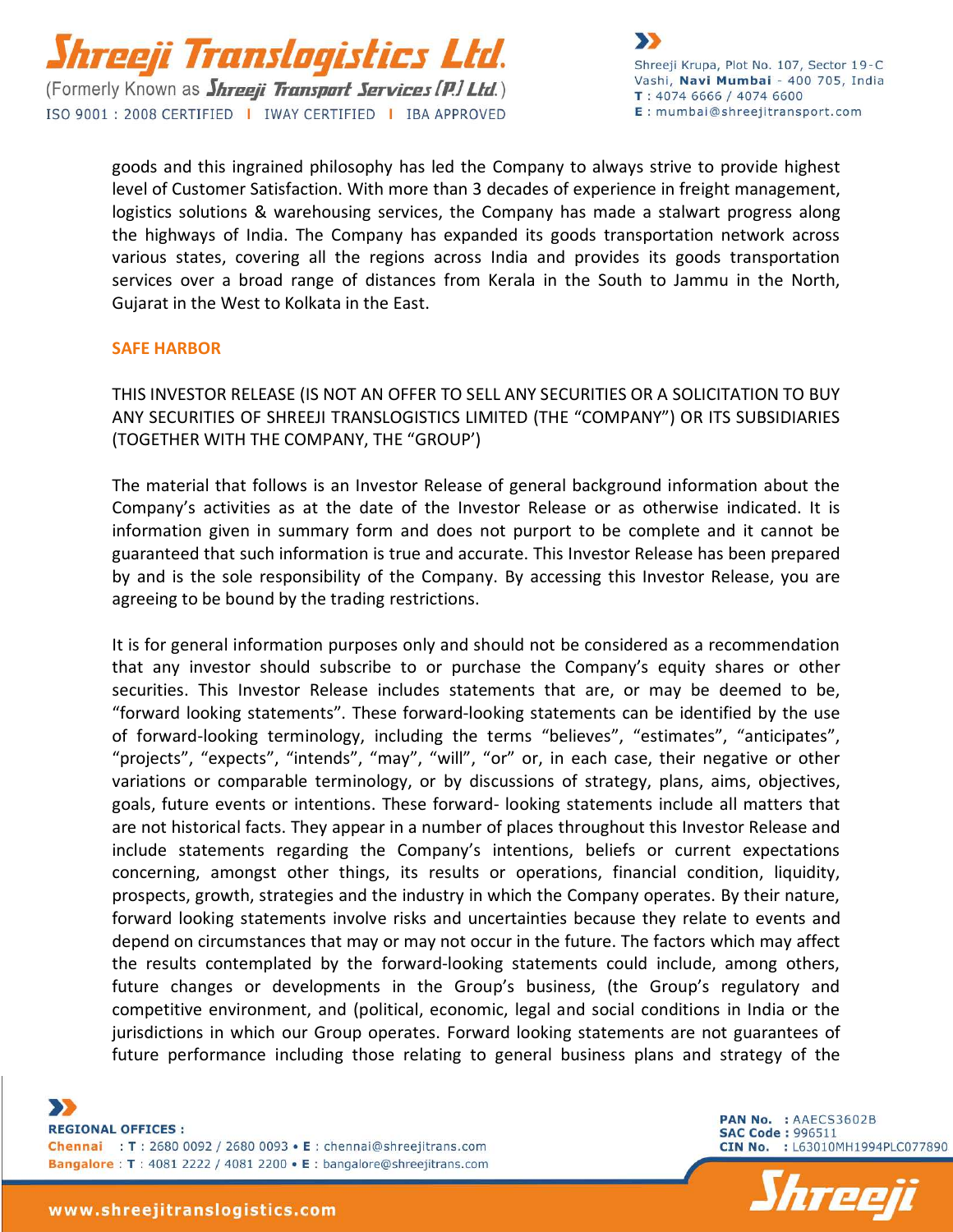goods and this ingrained philosophy has led the Company to always strive to provide highest level of Customer Satisfaction. With more than 3 decades of experience in freight management, logistics solutions & warehousing services, the Company has made a stalwart progress along the highways of India. The Company has expanded its goods transportation network across various states, covering all the regions across India and provides its goods transportation services over a broad range of distances from Kerala in the South to Jammu in the North, Gujarat in the West to Kolkata in the East.

## SAFE HARBOR

THIS INVESTOR RELEASE (IS NOT AN OFFER TO SELL ANY SECURITIES OR A SOLICITATION TO BUY ANY SECURITIES OF SHREEJI TRANSLOGISTICS LIMITED (THE "COMPANY") OR ITS SUBSIDIARIES (TOGETHER WITH THE COMPANY, THE "GROUP')

The material that follows is an Investor Release of general background information about the Company's activities as at the date of the Investor Release or as otherwise indicated. It is information given in summary form and does not purport to be complete and it cannot be guaranteed that such information is true and accurate. This Investor Release has been prepared by and is the sole responsibility of the Company. By accessing this Investor Release, you are agreeing to be bound by the trading restrictions.

It is for general information purposes only and should not be considered as a recommendation that any investor should subscribe to or purchase the Company's equity shares or other securities. This Investor Release includes statements that are, or may be deemed to be, "forward looking statements". These forward-looking statements can be identified by the use of forward-looking terminology, including the terms "believes", "estimates", "anticipates", "projects", "expects", "intends", "may", "will", "or" or, in each case, their negative or other variations or comparable terminology, or by discussions of strategy, plans, aims, objectives, goals, future events or intentions. These forward- looking statements include all matters that are not historical facts. They appear in a number of places throughout this Investor Release and include statements regarding the Company's intentions, beliefs or current expectations concerning, amongst other things, its results or operations, financial condition, liquidity, prospects, growth, strategies and the industry in which the Company operates. By their nature, forward looking statements involve risks and uncertainties because they relate to events and depend on circumstances that may or may not occur in the future. The factors which may affect the results contemplated by the forward-looking statements could include, among others, future changes or developments in the Group's business, (the Group's regulatory and competitive environment, and (political, economic, legal and social conditions in India or the jurisdictions in which our Group operates. Forward looking statements are not guarantees of future performance including those relating to general business plans and strategy of the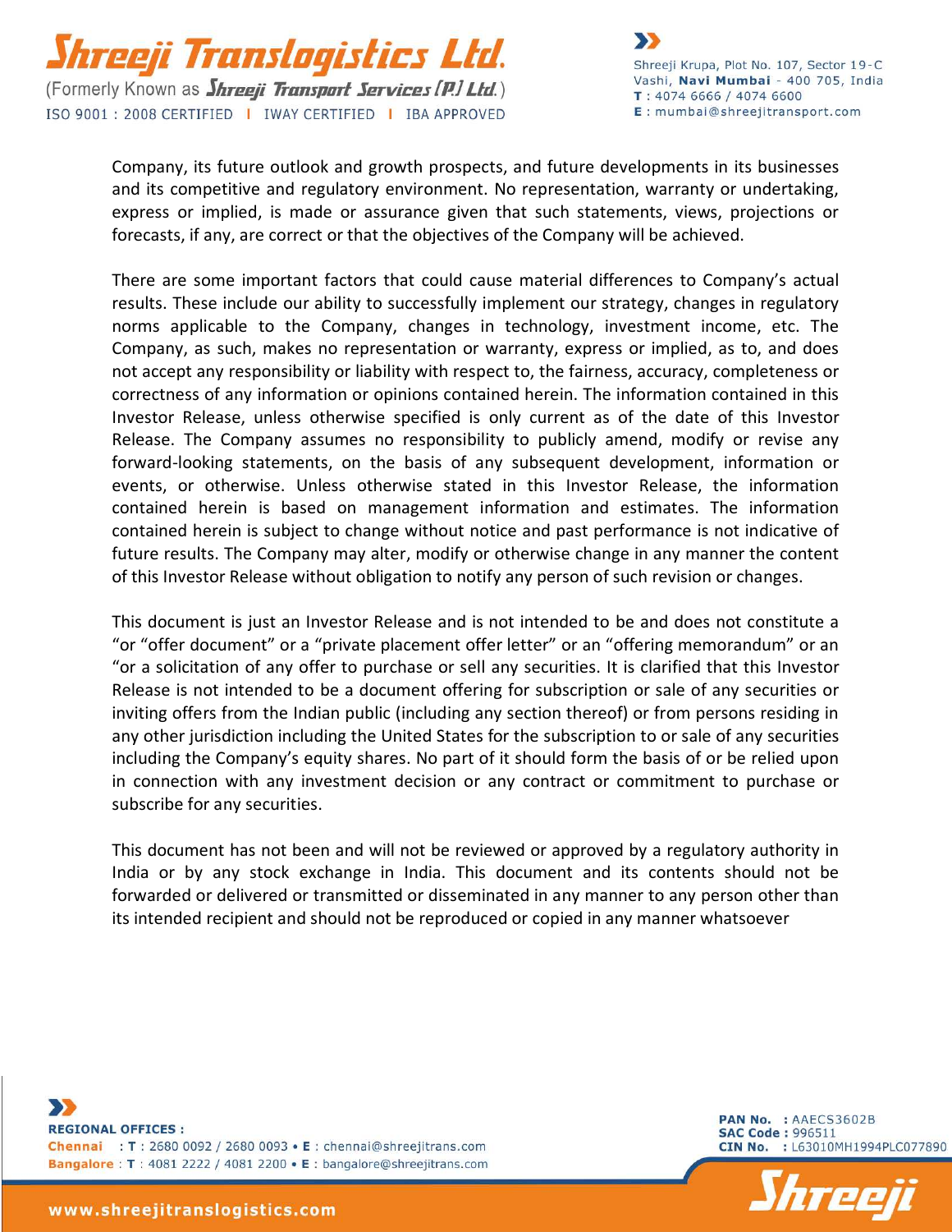Company, its future outlook and growth prospects, and future developments in its businesses and its competitive and regulatory environment. No representation, warranty or undertaking, express or implied, is made or assurance given that such statements, views, projections or forecasts, if any, are correct or that the objectives of the Company will be achieved.

There are some important factors that could cause material differences to Company's actual results. These include our ability to successfully implement our strategy, changes in regulatory norms applicable to the Company, changes in technology, investment income, etc. The Company, as such, makes no representation or warranty, express or implied, as to, and does not accept any responsibility or liability with respect to, the fairness, accuracy, completeness or correctness of any information or opinions contained herein. The information contained in this Investor Release, unless otherwise specified is only current as of the date of this Investor Release. The Company assumes no responsibility to publicly amend, modify or revise any forward-looking statements, on the basis of any subsequent development, information or events, or otherwise. Unless otherwise stated in this Investor Release, the information contained herein is based on management information and estimates. The information contained herein is subject to change without notice and past performance is not indicative of future results. The Company may alter, modify or otherwise change in any manner the content of this Investor Release without obligation to notify any person of such revision or changes.

This document is just an Investor Release and is not intended to be and does not constitute a "or "offer document" or a "private placement offer letter" or an "offering memorandum" or an "or a solicitation of any offer to purchase or sell any securities. It is clarified that this Investor Release is not intended to be a document offering for subscription or sale of any securities or inviting offers from the Indian public (including any section thereof) or from persons residing in any other jurisdiction including the United States for the subscription to or sale of any securities including the Company's equity shares. No part of it should form the basis of or be relied upon in connection with any investment decision or any contract or commitment to purchase or subscribe for any securities.

This document has not been and will not be reviewed or approved by a regulatory authority in India or by any stock exchange in India. This document and its contents should not be forwarded or delivered or transmitted or disseminated in any manner to any person other than its intended recipient and should not be reproduced or copied in any manner whatsoever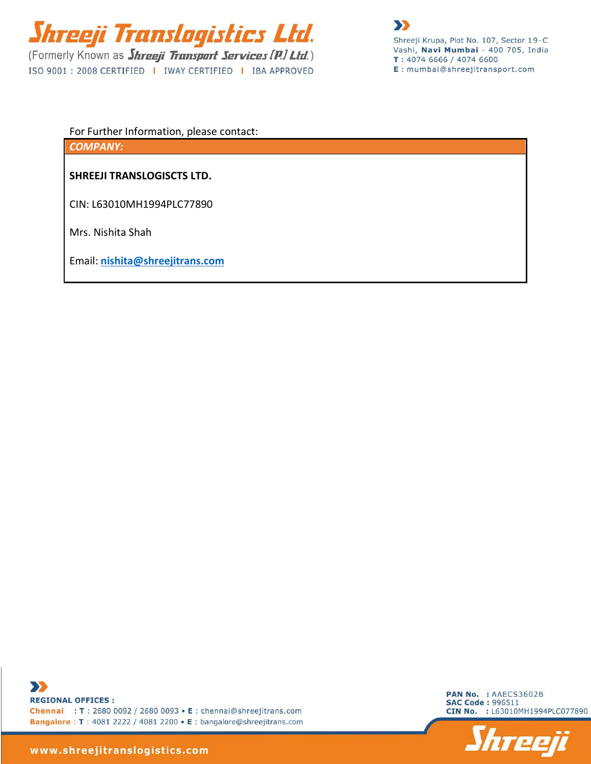For Further Information, please contact:

***COMPANY:***

**SHREEJI TRANSLOGISCTS LTD.**

CIN: L63010MH1994PLC77890

Mrs. Nishita Shah

Email: **nishita@shreejitrans.com**